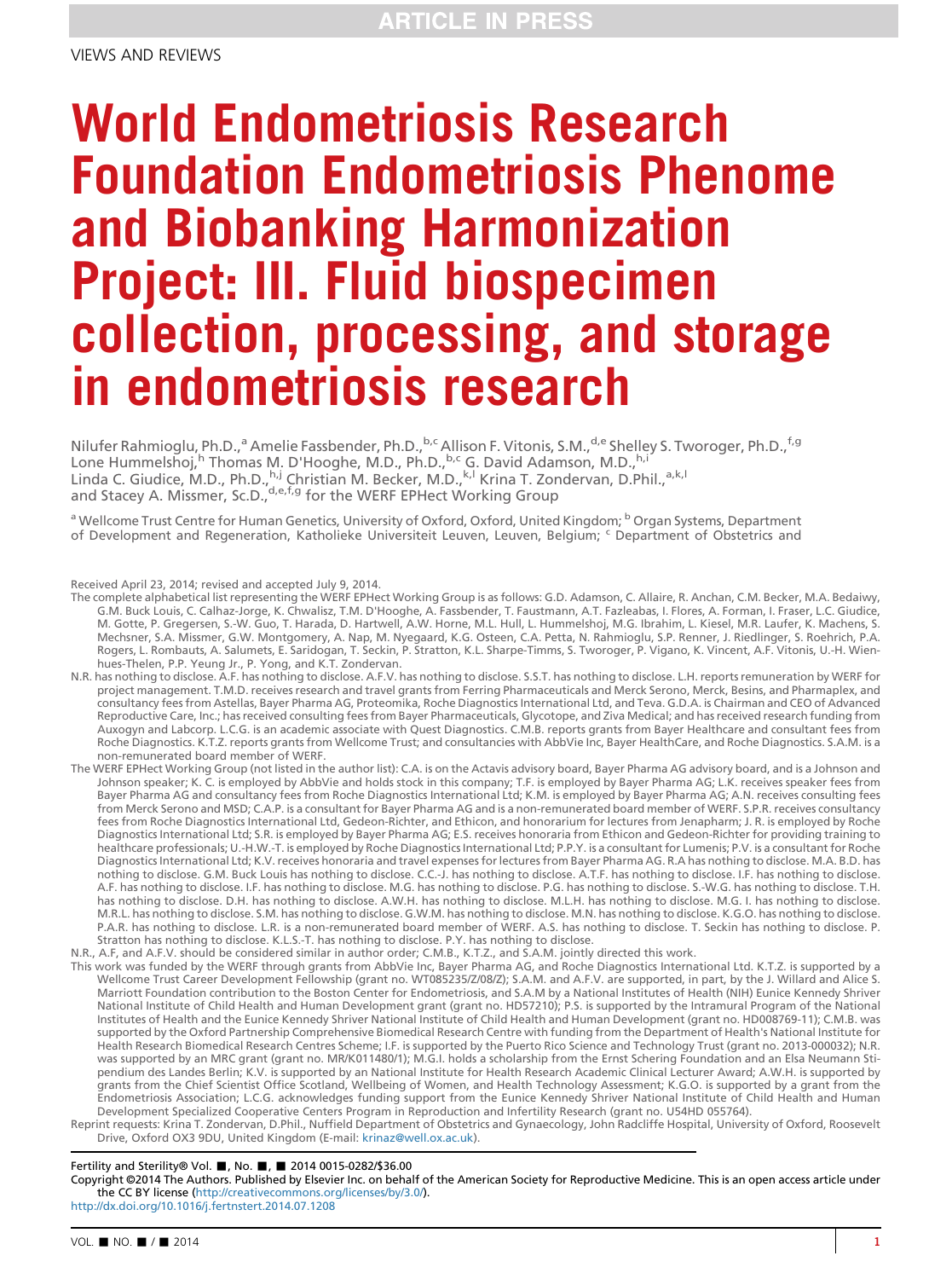ARTICLE IN PRESS

VIEWS AND REVIEWS

# World Endometriosis Research Foundation Endometriosis Phenome and Biobanking Harmonization Project: III. Fluid biospecimen collection, processing, and storage in endometriosis research

Nilufer Rahmioglu, Ph.D.,[a] Amelie Fassbender, Ph.D.,[b,c] Allison F. Vitonis, S.M.,[d,e] Shelley S. Tworoger, Ph.D.,[f,g] Lone Hummelshoj,[h] Thomas M. D'Hooghe, M.D., Ph.D.,[b,c] G. David Adamson, M.D.,[h,i] Linda C. Giudice, M.D., Ph.D.,[h,j] Christian M. Becker, M.D.,[k,l] Krina T. Zondervan, D.Phil.,[a,k,l] and Stacey A. Missmer, Sc.D.,[d,e,f,g] for the WERF EPHect Working Group

[a] Wellcome Trust Centre for Human Genetics, University of Oxford, Oxford, United Kingdom; [b] Organ Systems, Department of Development and Regeneration, Katholieke Universiteit Leuven, Leuven, Belgium; [c] Department of Obstetrics and

Received April 23, 2014; revised and accepted July 9, 2014.

The complete alphabetical list representing the WERF EPHect Working Group is as follows: G.D. Adamson, C. Allaire, R. Anchan, C.M. Becker, M.A. Bedaiwy, G.M. Buck Louis, C. Calhaz-Jorge, K. Chwalisz, T.M. D'Hooghe, A. Fassbender, T. Faustmann, A.T. Fazleabas, I. Flores, A. Forman, I. Fraser, L.C. Giudice, M. Gotte, P. Gregersen, S.-W. Guo, T. Harada, D. Hartwell, A.W. Horne, M.L. Hull, L. Hummelshoj, M.G. Ibrahim, L. Kiesel, M.R. Laufer, K. Machens, S. Mechsner, S.A. Missmer, G.W. Montgomery, A. Nap, M. Nyegaard, K.G. Osteen, C.A. Petta, N. Rahmioglu, S.P. Renner, J. Riedlinger, S. Roehrich, P.A. Rogers, L. Rombauts, A. Salumets, E. Saridogan, T. Seckin, P. Stratton, K.L. Sharpe-Timms, S. Tworoger, P. Vigano, K. Vincent, A.F. Vitonis, U.-H. Wienhues-Thelen, P.P. Yeung Jr., P. Yong, and K.T. Zondervan.

N.R. has nothing to disclose. A.F. has nothing to disclose. A.F.V. has nothing to disclose. S.S.T. has nothing to disclose. L.H. reports remuneration by WERF for project management. T.M.D. receives research and travel grants from Ferring Pharmaceuticals and Merck Serono, Merck, Besins, and Pharmaplex, and consultancy fees from Astellas, Bayer Pharma AG, Proteomika, Roche Diagnostics International Ltd, and Teva. G.D.A. is Chairman and CEO of Advanced Reproductive Care, Inc.; has received consulting fees from Bayer Pharmaceuticals, Glycotope, and Ziva Medical; and has received research funding from Auxogyn and Labcorp. L.C.G. is an academic associate with Quest Diagnostics. C.M.B. reports grants from Bayer Healthcare and consultant fees from Roche Diagnostics. K.T.Z. reports grants from Wellcome Trust; and consultancies with AbbVie Inc, Bayer HealthCare, and Roche Diagnostics. S.A.M. is a non-remunerated board member of WERF.

The WERF EPHect Working Group (not listed in the author list): C.A. is on the Actavis advisory board, Bayer Pharma AG advisory board, and is a Johnson and Johnson speaker; K. C. is employed by AbbVie and holds stock in this company; T.F. is employed by Bayer Pharma AG; L.K. receives speaker fees from Bayer Pharma AG and consultancy fees from Roche Diagnostics International Ltd; K.M. is employed by Bayer Pharma AG; A.N. receives consulting fees from Merck Serono and MSD; C.A.P. is a consultant for Bayer Pharma AG and is a non-remunerated board member of WERF. S.P.R. receives consultancy fees from Roche Diagnostics International Ltd, Gedeon-Richter, and Ethicon, and honorarium for lectures from Jenapharm; J. R. is employed by Roche Diagnostics International Ltd; S.R. is employed by Bayer Pharma AG; E.S. receives honoraria from Ethicon and Gedeon-Richter for providing training to healthcare professionals; U.-H.W.-T. is employed by Roche Diagnostics International Ltd; P.P.Y. is a consultant for Lumenis; P.V. is a consultant for Roche Diagnostics International Ltd; K.V. receives honoraria and travel expenses for lectures from Bayer Pharma AG. R.A has nothing to disclose. M.A. B.D. has nothing to disclose. G.M. Buck Louis has nothing to disclose. C.C.-J. has nothing to disclose. A.T.F. has nothing to disclose. I.F. has nothing to disclose. A.F. has nothing to disclose. I.F. has nothing to disclose. M.G. has nothing to disclose. P.G. has nothing to disclose. S.-W.G. has nothing to disclose. T.H. has nothing to disclose. D.H. has nothing to disclose. A.W.H. has nothing to disclose. M.L.H. has nothing to disclose. M.G. I. has nothing to disclose. M.R.L. has nothing to disclose. S.M. has nothing to disclose. G.W.M. has nothing to disclose. M.N. has nothing to disclose. K.G.O. has nothing to disclose. P.A.R. has nothing to disclose. L.R. is a non-remunerated board member of WERF. A.S. has nothing to disclose. T. Seckin has nothing to disclose. P. Stratton has nothing to disclose. K.L.S.-T. has nothing to disclose. P.Y. has nothing to disclose.

N.R., A.F, and A.F.V. should be considered similar in author order; C.M.B., K.T.Z., and S.A.M. jointly directed this work.

This work was funded by the WERF through grants from AbbVie Inc, Bayer Pharma AG, and Roche Diagnostics International Ltd. K.T.Z. is supported by a Wellcome Trust Career Development Fellowship (grant no. WT085235/Z/08/Z); S.A.M. and A.F.V. are supported, in part, by the J. Willard and Alice S. Marriott Foundation contribution to the Boston Center for Endometriosis, and S.A.M by a National Institutes of Health (NIH) Eunice Kennedy Shriver National Institute of Child Health and Human Development grant (grant no. HD57210); P.S. is supported by the Intramural Program of the National Institutes of Health and the Eunice Kennedy Shriver National Institute of Child Health and Human Development (grant no. HD008769-11); C.M.B. was supported by the Oxford Partnership Comprehensive Biomedical Research Centre with funding from the Department of Health's National Institute for Health Research Biomedical Research Centres Scheme; I.F. is supported by the Puerto Rico Science and Technology Trust (grant no. 2013-000032); N.R. was supported by an MRC grant (grant no. MR/K011480/1); M.G.I. holds a scholarship from the Ernst Schering Foundation and an Elsa Neumann Stipendium des Landes Berlin; K.V. is supported by an National Institute for Health Research Academic Clinical Lecturer Award; A.W.H. is supported by grants from the Chief Scientist Office Scotland, Wellbeing of Women, and Health Technology Assessment; K.G.O. is supported by a grant from the Endometriosis Association; L.C.G. acknowledges funding support from the Eunice Kennedy Shriver National Institute of Child Health and Human Development Specialized Cooperative Centers Program in Reproduction and Infertility Research (grant no. U54HD 055764).

Reprint requests: Krina T. Zondervan, D.Phil., Nuffield Department of Obstetrics and Gynaecology, John Radcliffe Hospital, University of Oxford, Roosevelt Drive, Oxford OX3 9DU, United Kingdom (E-mail: krinaz@well.ox.ac.uk).

Fertility and Sterility® Vol. ■, No. ■, ■ 2014 0015-0282/$36.00

Copyright ©2014 The Authors. Published by Elsevier Inc. on behalf of the American Society for Reproductive Medicine. This is an open access article under the CC BY license (http://creativecommons.org/licenses/by/3.0/).

http://dx.doi.org/10.1016/j.fertnstert.2014.07.1208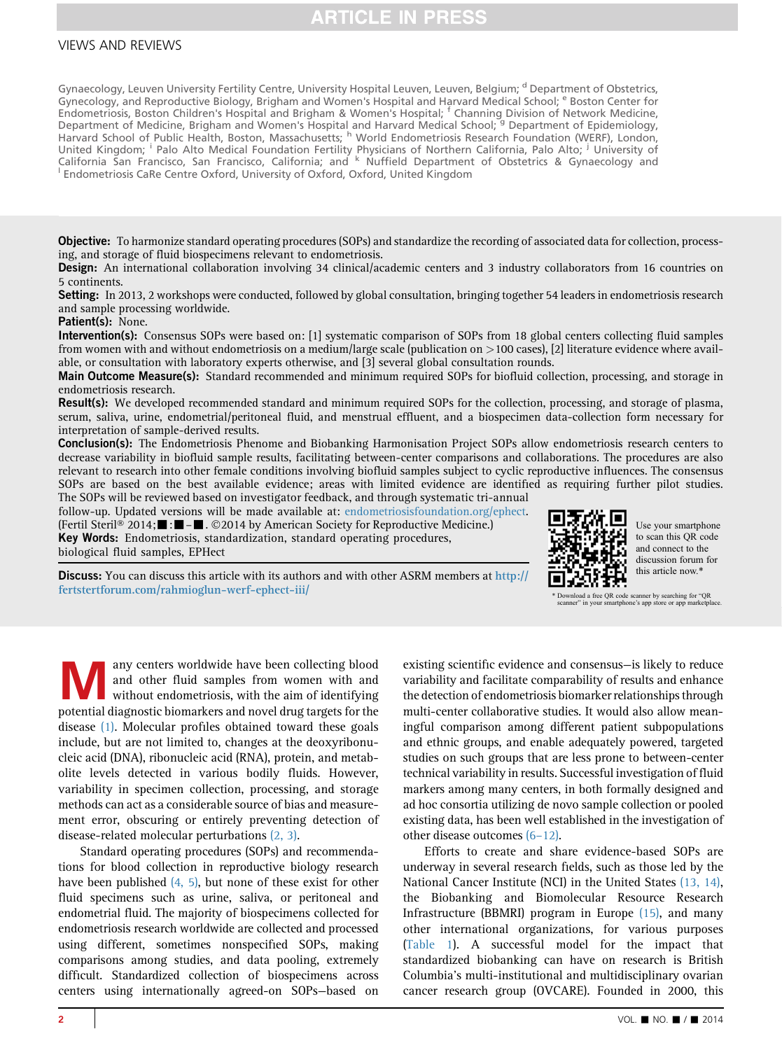Gynaecology, Leuven University Fertility Centre, University Hospital Leuven, Leuven, Belgium; [d] Department of Obstetrics, Gynecology, and Reproductive Biology, Brigham and Women's Hospital and Harvard Medical School; [e] Boston Center for Endometriosis, Boston Children's Hospital and Brigham & Women's Hospital; [f] Channing Division of Network Medicine, Department of Medicine, Brigham and Women's Hospital and Harvard Medical School; [g] Department of Epidemiology, Harvard School of Public Health, Boston, Massachusetts; [h] World Endometriosis Research Foundation (WERF), London, United Kingdom; [i] Palo Alto Medical Foundation Fertility Physicians of Northern California, Palo Alto; [j] University of California San Francisco, San Francisco, California; and [k] Nuffield Department of Obstetrics & Gynaecology and [l] Endometriosis CaRe Centre Oxford, University of Oxford, Oxford, United Kingdom

**Objective:** To harmonize standard operating procedures (SOPs) and standardize the recording of associated data for collection, processing, and storage of fluid biospecimens relevant to endometriosis.

**Design:** An international collaboration involving 34 clinical/academic centers and 3 industry collaborators from 16 countries on 5 continents.

**Setting:** In 2013, 2 workshops were conducted, followed by global consultation, bringing together 54 leaders in endometriosis research and sample processing worldwide.

**Patient(s):** None.

**Intervention(s):** Consensus SOPs were based on: [1] systematic comparison of SOPs from 18 global centers collecting fluid samples from women with and without endometriosis on a medium/large scale (publication on >100 cases), [2] literature evidence where available, or consultation with laboratory experts otherwise, and [3] several global consultation rounds.

**Main Outcome Measure(s):** Standard recommended and minimum required SOPs for biofluid collection, processing, and storage in endometriosis research.

**Result(s):** We developed recommended standard and minimum required SOPs for the collection, processing, and storage of plasma, serum, saliva, urine, endometrial/peritoneal fluid, and menstrual effluent, and a biospecimen data-collection form necessary for interpretation of sample-derived results.

**Conclusion(s):** The Endometriosis Phenome and Biobanking Harmonisation Project SOPs allow endometriosis research centers to decrease variability in biofluid sample results, facilitating between-center comparisons and collaborations. The procedures are also relevant to research into other female conditions involving biofluid samples subject to cyclic reproductive influences. The consensus SOPs are based on the best available evidence; areas with limited evidence are identified as requiring further pilot studies. The SOPs will be reviewed based on investigator feedback, and through systematic tri-annual follow-up. Updated versions will be made available at: endometriosisfoundation.org/ephect. (Fertil Steril® 2014;■:■–■. ©2014 by American Society for Reproductive Medicine.)

**Key Words:** Endometriosis, standardization, standard operating procedures, biological fluid samples, EPHect

**Discuss:** You can discuss this article with its authors and with other ASRM members at http://fertstertforum.com/rahmioglun-werf-ephect-iii/

Use your smartphone to scan this QR code and connect to the discussion forum for this article now.*

\* Download a free QR code scanner by searching for "QR scanner" in your smartphone's app store or app marketplace.

Many centers worldwide have been collecting blood and other fluid samples from women with and without endometriosis, with the aim of identifying potential diagnostic biomarkers and novel drug targets for the disease (1). Molecular profiles obtained toward these goals include, but are not limited to, changes at the deoxyribonucleic acid (DNA), ribonucleic acid (RNA), protein, and metabolite levels detected in various bodily fluids. However, variability in specimen collection, processing, and measurement methods can act as a considerable source of bias and measurement error, obscuring or entirely preventing detection of disease-related molecular perturbations (2, 3).

Standard operating procedures (SOPs) and recommendations for blood collection in reproductive biology research have been published (4, 5), but none of these exist for other fluid specimens such as urine, saliva, or peritoneal and endometrial fluid. The majority of biospecimens collected for endometriosis research worldwide are collected and processed using different, sometimes nonspecified SOPs, making comparisons among studies, and data pooling, extremely difficult. Standardized collection of biospecimens across centers using internationally agreed-on SOPs—based on existing scientific evidence and consensus—is likely to reduce variability and facilitate comparability of results and enhance the detection of endometriosis biomarker relationships through multi-center collaborative studies. It would also allow meaningful comparison among different patient subpopulations and ethnic groups, and enable adequately powered, targeted studies on such groups that are less prone to between-center technical variability in results. Successful investigation of fluid markers among many centers, in both formally designed and ad hoc consortia utilizing de novo sample collection or pooled existing data, has been well established in the investigation of other disease outcomes (6–12).

Efforts to create and share evidence-based SOPs are underway in several research fields, such as those led by the National Cancer Institute (NCI) in the United States (13, 14), the Biobanking and Biomolecular Resource Research Infrastructure (BBMRI) program in Europe (15), and many other international organizations, for various purposes (Table 1). A successful model for the impact that standardized biobanking can have on research is British Columbia's multi-institutional and multidisciplinary ovarian cancer research group (OVCARE). Founded in 2000, this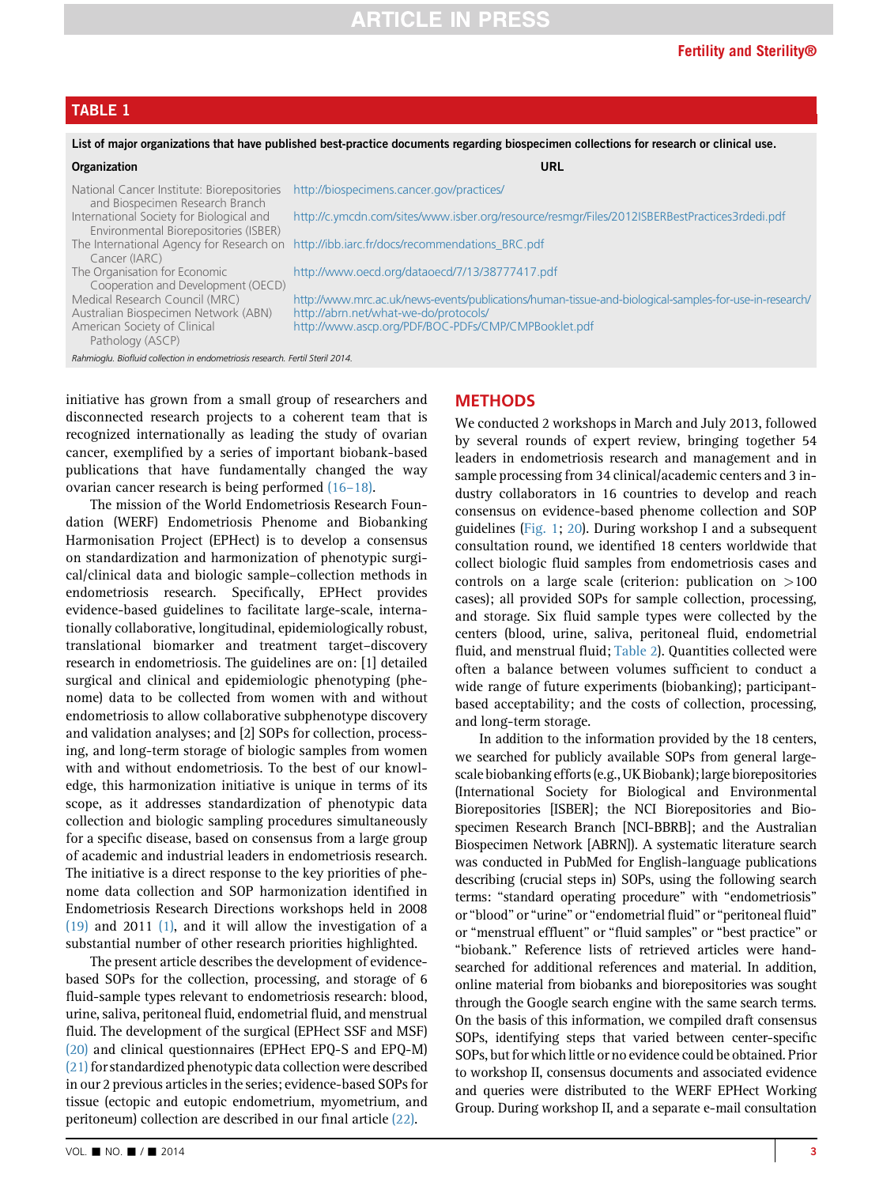## TABLE 1

List of major organizations that have published best-practice documents regarding biospecimen collections for research or clinical use.

| Organization | URL |
| --- | --- |
| National Cancer Institute: Biorepositories and Biospecimen Research Branch | http://biospecimens.cancer.gov/practices/ |
| International Society for Biological and Environmental Biorepositories (ISBER) | http://c.ymcdn.com/sites/www.isber.org/resource/resmgr/Files/2012ISBERBestPractices3rdedi.pdf |
| The International Agency for Research on Cancer (IARC) | http://ibb.iarc.fr/docs/recommendations_BRC.pdf |
| The Organisation for Economic Cooperation and Development (OECD) | http://www.oecd.org/dataoecd/7/13/38777417.pdf |
| Medical Research Council (MRC) | http://www.mrc.ac.uk/news-events/publications/human-tissue-and-biological-samples-for-use-in-research/ |
| Australian Biospecimen Network (ABN) | http://abrn.net/what-we-do/protocols/ |
| American Society of Clinical Pathology (ASCP) | http://www.ascp.org/PDF/BOC-PDFs/CMP/CMPBooklet.pdf |

*Rahmioglu. Biofluid collection in endometriosis research. Fertil Steril 2014.*

initiative has grown from a small group of researchers and disconnected research projects to a coherent team that is recognized internationally as leading the study of ovarian cancer, exemplified by a series of important biobank-based publications that have fundamentally changed the way ovarian cancer research is being performed (16–18).

The mission of the World Endometriosis Research Foundation (WERF) Endometriosis Phenome and Biobanking Harmonisation Project (EPHect) is to develop a consensus on standardization and harmonization of phenotypic surgical/clinical data and biologic sample–collection methods in endometriosis research. Specifically, EPHect provides evidence-based guidelines to facilitate large-scale, internationally collaborative, longitudinal, epidemiologically robust, translational biomarker and treatment target–discovery research in endometriosis. The guidelines are on: [1] detailed surgical and clinical and epidemiologic phenotyping (phenome) data to be collected from women with and without endometriosis to allow collaborative subphenotype discovery and validation analyses; and [2] SOPs for collection, processing, and long-term storage of biologic samples from women with and without endometriosis. To the best of our knowledge, this harmonization initiative is unique in terms of its scope, as it addresses standardization of phenotypic data collection and biologic sampling procedures simultaneously for a specific disease, based on consensus from a large group of academic and industrial leaders in endometriosis research. The initiative is a direct response to the key priorities of phenome data collection and SOP harmonization identified in Endometriosis Research Directions workshops held in 2008 (19) and 2011 (1), and it will allow the investigation of a substantial number of other research priorities highlighted.

The present article describes the development of evidence-based SOPs for the collection, processing, and storage of 6 fluid-sample types relevant to endometriosis research: blood, urine, saliva, peritoneal fluid, endometrial fluid, and menstrual fluid. The development of the surgical (EPHect SSF and MSF) (20) and clinical questionnaires (EPHect EPQ-S and EPQ-M) (21) for standardized phenotypic data collection were described in our 2 previous articles in the series; evidence-based SOPs for tissue (ectopic and eutopic endometrium, myometrium, and peritoneum) collection are described in our final article (22).

## METHODS

We conducted 2 workshops in March and July 2013, followed by several rounds of expert review, bringing together 54 leaders in endometriosis research and management and in sample processing from 34 clinical/academic centers and 3 industry collaborators in 16 countries to develop and reach consensus on evidence-based phenome collection and SOP guidelines (Fig. 1; 20). During workshop I and a subsequent consultation round, we identified 18 centers worldwide that collect biologic fluid samples from endometriosis cases and controls on a large scale (criterion: publication on >100 cases); all provided SOPs for sample collection, processing, and storage. Six fluid sample types were collected by the centers (blood, urine, saliva, peritoneal fluid, endometrial fluid, and menstrual fluid; Table 2). Quantities collected were often a balance between volumes sufficient to conduct a wide range of future experiments (biobanking); participant-based acceptability; and the costs of collection, processing, and long-term storage.

In addition to the information provided by the 18 centers, we searched for publicly available SOPs from general large-scale biobanking efforts (e.g., UK Biobank); large biorepositories (International Society for Biological and Environmental Biorepositories [ISBER]; the NCI Biorepositories and Biospecimen Research Branch [NCI-BBRB]; and the Australian Biospecimen Network [ABRN]). A systematic literature search was conducted in PubMed for English-language publications describing (crucial steps in) SOPs, using the following search terms: "standard operating procedure" with "endometriosis" or "blood" or "urine" or "endometrial fluid" or "peritoneal fluid" or "menstrual effluent" or "fluid samples" or "best practice" or "biobank." Reference lists of retrieved articles were hand-searched for additional references and material. In addition, online material from biobanks and biorepositories was sought through the Google search engine with the same search terms. On the basis of this information, we compiled draft consensus SOPs, identifying steps that varied between center-specific SOPs, but for which little or no evidence could be obtained. Prior to workshop II, consensus documents and associated evidence and queries were distributed to the WERF EPHect Working Group. During workshop II, and a separate e-mail consultation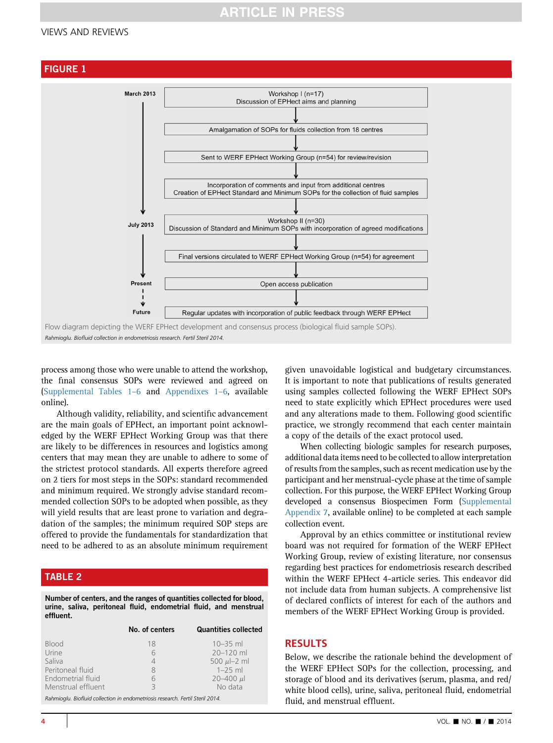## FIGURE 1

March 2013

Workshop I (n=17)
Discussion of EPHect aims and planning

Amalgamation of SOPs for fluids collection from 18 centres

Sent to WERF EPHect Working Group (n=54) for review/revision

Incorporation of comments and input from additional centres
Creation of EPHect Standard and Minimum SOPs for the collection of fluid samples

July 2013

Workshop II (n=30)
Discussion of Standard and Minimum SOPs with incorporation of agreed modifications

Final versions circulated to WERF EPHect Working Group (n=54) for agreement

Present

Open access publication

Future

Regular updates with incorporation of public feedback through WERF EPHect

Flow diagram depicting the WERF EPHect development and consensus process (biological fluid sample SOPs).

*Rahmioglu. Biofluid collection in endometriosis research. Fertil Steril 2014.*

process among those who were unable to attend the workshop, the final consensus SOPs were reviewed and agreed on (Supplemental Tables 1–6 and Appendixes 1–6, available online).

Although validity, reliability, and scientific advancement are the main goals of EPHect, an important point acknowledged by the WERF EPHect Working Group was that there are likely to be differences in resources and logistics among centers that may mean they are unable to adhere to some of the strictest protocol standards. All experts therefore agreed on 2 tiers for most steps in the SOPs: standard recommended and minimum required. We strongly advise standard recommended collection SOPs to be adopted when possible, as they will yield results that are least prone to variation and degradation of the samples; the minimum required SOP steps are offered to provide the fundamentals for standardization that need to be adhered to as an absolute minimum requirement given unavoidable logistical and budgetary circumstances. It is important to note that publications of results generated using samples collected following the WERF EPHect SOPs need to state explicitly which EPHect procedures were used and any alterations made to them. Following good scientific practice, we strongly recommend that each center maintain a copy of the details of the exact protocol used.

When collecting biologic samples for research purposes, additional data items need to be collected to allow interpretation of results from the samples, such as recent medication use by the participant and her menstrual-cycle phase at the time of sample collection. For this purpose, the WERF EPHect Working Group developed a consensus Biospecimen Form (Supplemental Appendix 7, available online) to be completed at each sample collection event.

Approval by an ethics committee or institutional review board was not required for formation of the WERF EPHect Working Group, review of existing literature, nor consensus regarding best practices for endometriosis research described within the WERF EPHect 4-article series. This endeavor did not include data from human subjects. A comprehensive list of declared conflicts of interest for each of the authors and members of the WERF EPHect Working Group is provided.

## TABLE 2

**Number of centers, and the ranges of quantities collected for blood, urine, saliva, peritoneal fluid, endometrial fluid, and menstrual effluent.**

| | No. of centers | Quantities collected |
|---|---|---|
| Blood | 18 | 10–35 ml |
| Urine | 6 | 20–120 ml |
| Saliva | 4 | 500 $\mu$l–2 ml |
| Peritoneal fluid | 8 | 1–25 ml |
| Endometrial fluid | 6 | 20–400 $\mu$l |
| Menstrual effluent | 3 | No data |

*Rahmioglu. Biofluid collection in endometriosis research. Fertil Steril 2014.*

## RESULTS

Below, we describe the rationale behind the development of the WERF EPHect SOPs for the collection, processing, and storage of blood and its derivatives (serum, plasma, and red/white blood cells), urine, saliva, peritoneal fluid, endometrial fluid, and menstrual effluent.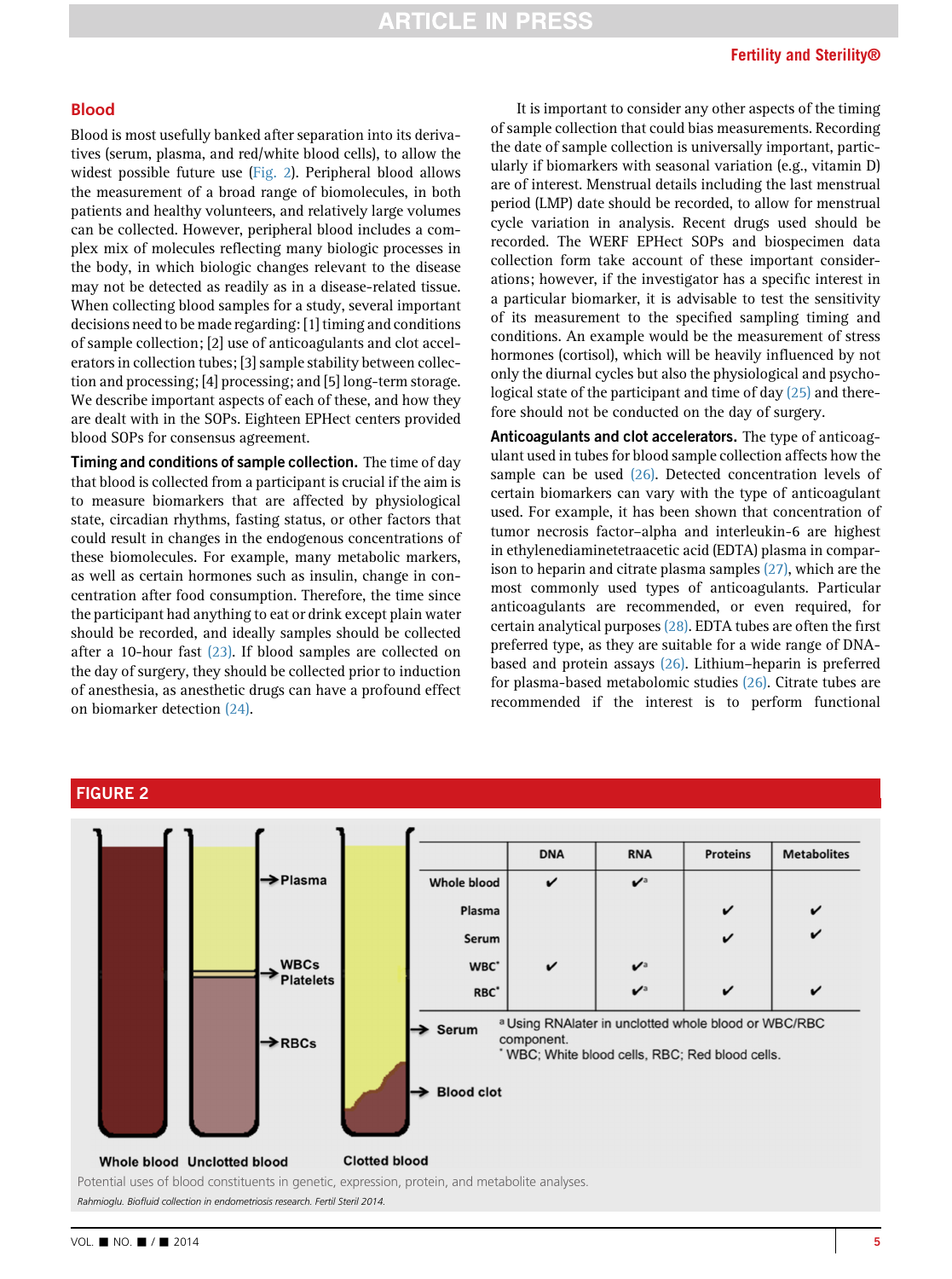## Blood

Blood is most usefully banked after separation into its derivatives (serum, plasma, and red/white blood cells), to allow the widest possible future use (Fig. 2). Peripheral blood allows the measurement of a broad range of biomolecules, in both patients and healthy volunteers, and relatively large volumes can be collected. However, peripheral blood includes a complex mix of molecules reflecting many biologic processes in the body, in which biologic changes relevant to the disease may not be detected as readily as in a disease-related tissue. When collecting blood samples for a study, several important decisions need to be made regarding: [1] timing and conditions of sample collection; [2] use of anticoagulants and clot accelerators in collection tubes; [3] sample stability between collection and processing; [4] processing; and [5] long-term storage. We describe important aspects of each of these, and how they are dealt with in the SOPs. Eighteen EPHect centers provided blood SOPs for consensus agreement.

**Timing and conditions of sample collection.** The time of day that blood is collected from a participant is crucial if the aim is to measure biomarkers that are affected by physiological state, circadian rhythms, fasting status, or other factors that could result in changes in the endogenous concentrations of these biomolecules. For example, many metabolic markers, as well as certain hormones such as insulin, change in concentration after food consumption. Therefore, the time since the participant had anything to eat or drink except plain water should be recorded, and ideally samples should be collected after a 10-hour fast (23). If blood samples are collected on the day of surgery, they should be collected prior to induction of anesthesia, as anesthetic drugs can have a profound effect on biomarker detection (24).

It is important to consider any other aspects of the timing of sample collection that could bias measurements. Recording the date of sample collection is universally important, particularly if biomarkers with seasonal variation (e.g., vitamin D) are of interest. Menstrual details including the last menstrual period (LMP) date should be recorded, to allow for menstrual cycle variation in analysis. Recent drugs used should be recorded. The WERF EPHect SOPs and biospecimen data collection form take account of these important considerations; however, if the investigator has a specific interest in a particular biomarker, it is advisable to test the sensitivity of its measurement to the specified sampling timing and conditions. An example would be the measurement of stress hormones (cortisol), which will be heavily influenced by not only the diurnal cycles but also the physiological and psychological state of the participant and time of day (25) and therefore should not be conducted on the day of surgery.

**Anticoagulants and clot accelerators.** The type of anticoagulant used in tubes for blood sample collection affects how the sample can be used (26). Detected concentration levels of certain biomarkers can vary with the type of anticoagulant used. For example, it has been shown that concentration of tumor necrosis factor–alpha and interleukin-6 are highest in ethylenediaminetetraacetic acid (EDTA) plasma in comparison to heparin and citrate plasma samples (27), which are the most commonly used types of anticoagulants. Particular anticoagulants are recommended, or even required, for certain analytical purposes (28). EDTA tubes are often the first preferred type, as they are suitable for a wide range of DNA-based and protein assays (26). Lithium–heparin is preferred for plasma-based metabolomic studies (26). Citrate tubes are recommended if the interest is to perform functional

**FIGURE 2**

Whole blood | Unclotted blood (Plasma; WBCs, Platelets; RBCs) | Clotted blood (Serum; Blood clot)

| | DNA | RNA | Proteins | Metabolites |
|---|---|---|---|---|
| Whole blood | ✔ | ✔[a] | | |
| Plasma | | | ✔ | ✔ |
| Serum | | | ✔ | ✔ |
| WBC* | ✔ | ✔[a] | | |
| RBC* | | ✔[a] | ✔ | ✔ |

[a] Using RNAlater in unclotted whole blood or WBC/RBC component.
* WBC; White blood cells, RBC; Red blood cells.

Potential uses of blood constituents in genetic, expression, protein, and metabolite analyses.

*Rahmioglu. Biofluid collection in endometriosis research. Fertil Steril 2014.*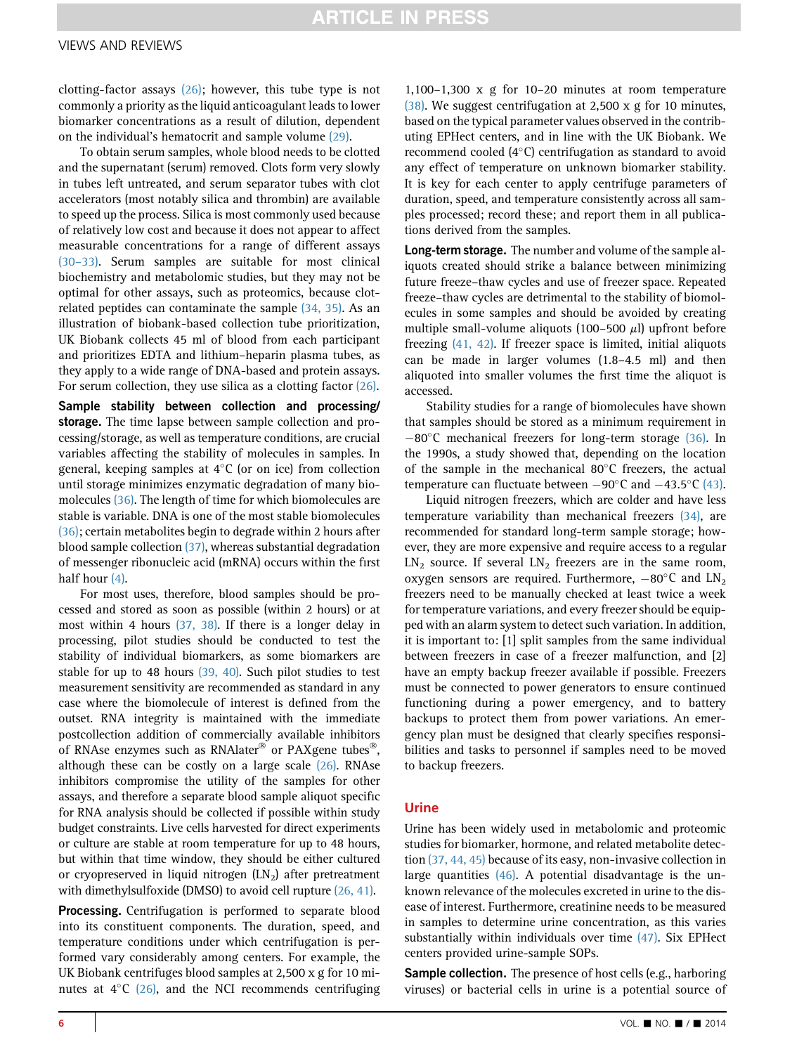clotting-factor assays (26); however, this tube type is not commonly a priority as the liquid anticoagulant leads to lower biomarker concentrations as a result of dilution, dependent on the individual's hematocrit and sample volume (29).

To obtain serum samples, whole blood needs to be clotted and the supernatant (serum) removed. Clots form very slowly in tubes left untreated, and serum separator tubes with clot accelerators (most notably silica and thrombin) are available to speed up the process. Silica is most commonly used because of relatively low cost and because it does not appear to affect measurable concentrations for a range of different assays (30–33). Serum samples are suitable for most clinical biochemistry and metabolomic studies, but they may not be optimal for other assays, such as proteomics, because clot-related peptides can contaminate the sample (34, 35). As an illustration of biobank-based collection tube prioritization, UK Biobank collects 45 ml of blood from each participant and prioritizes EDTA and lithium–heparin plasma tubes, as they apply to a wide range of DNA-based and protein assays. For serum collection, they use silica as a clotting factor (26).

**Sample stability between collection and processing/storage.** The time lapse between sample collection and processing/storage, as well as temperature conditions, are crucial variables affecting the stability of molecules in samples. In general, keeping samples at 4°C (or on ice) from collection until storage minimizes enzymatic degradation of many biomolecules (36). The length of time for which biomolecules are stable is variable. DNA is one of the most stable biomolecules (36); certain metabolites begin to degrade within 2 hours after blood sample collection (37), whereas substantial degradation of messenger ribonucleic acid (mRNA) occurs within the first half hour (4).

For most uses, therefore, blood samples should be processed and stored as soon as possible (within 2 hours) or at most within 4 hours (37, 38). If there is a longer delay in processing, pilot studies should be conducted to test the stability of individual biomarkers, as some biomarkers are stable for up to 48 hours (39, 40). Such pilot studies to test measurement sensitivity are recommended as standard in any case where the biomolecule of interest is defined from the outset. RNA integrity is maintained with the immediate postcollection addition of commercially available inhibitors of RNAse enzymes such as RNAlater® or PAXgene tubes®, although these can be costly on a large scale (26). RNAse inhibitors compromise the utility of the samples for other assays, and therefore a separate blood sample aliquot specific for RNA analysis should be collected if possible within study budget constraints. Live cells harvested for direct experiments or culture are stable at room temperature for up to 48 hours, but within that time window, they should be either cultured or cryopreserved in liquid nitrogen ($LN_2$) after pretreatment with dimethylsulfoxide (DMSO) to avoid cell rupture (26, 41).

**Processing.** Centrifugation is performed to separate blood into its constituent components. The duration, speed, and temperature conditions under which centrifugation is performed vary considerably among centers. For example, the UK Biobank centrifuges blood samples at 2,500 x g for 10 minutes at 4°C (26), and the NCI recommends centrifuging 1,100–1,300 x g for 10–20 minutes at room temperature (38). We suggest centrifugation at 2,500 x g for 10 minutes, based on the typical parameter values observed in the contributing EPHect centers, and in line with the UK Biobank. We recommend cooled (4°C) centrifugation as standard to avoid any effect of temperature on unknown biomarker stability. It is key for each center to apply centrifuge parameters of duration, speed, and temperature consistently across all samples processed; record these; and report them in all publications derived from the samples.

**Long-term storage.** The number and volume of the sample aliquots created should strike a balance between minimizing future freeze–thaw cycles and use of freezer space. Repeated freeze–thaw cycles are detrimental to the stability of biomolecules in some samples and should be avoided by creating multiple small-volume aliquots (100–500 $\mu$l) upfront before freezing (41, 42). If freezer space is limited, initial aliquots can be made in larger volumes (1.8–4.5 ml) and then aliquoted into smaller volumes the first time the aliquot is accessed.

Stability studies for a range of biomolecules have shown that samples should be stored as a minimum requirement in −80°C mechanical freezers for long-term storage (36). In the 1990s, a study showed that, depending on the location of the sample in the mechanical 80°C freezers, the actual temperature can fluctuate between −90°C and −43.5°C (43).

Liquid nitrogen freezers, which are colder and have less temperature variability than mechanical freezers (34), are recommended for standard long-term sample storage; however, they are more expensive and require access to a regular $LN_2$ source. If several $LN_2$ freezers are in the same room, oxygen sensors are required. Furthermore, −80°C and $LN_2$ freezers need to be manually checked at least twice a week for temperature variations, and every freezer should be equipped with an alarm system to detect such variation. In addition, it is important to: [1] split samples from the same individual between freezers in case of a freezer malfunction, and [2] have an empty backup freezer available if possible. Freezers must be connected to power generators to ensure continued functioning during a power emergency, and to battery backups to protect them from power variations. An emergency plan must be designed that clearly specifies responsibilities and tasks to personnel if samples need to be moved to backup freezers.

## Urine

Urine has been widely used in metabolomic and proteomic studies for biomarker, hormone, and related metabolite detection (37, 44, 45) because of its easy, non-invasive collection in large quantities (46). A potential disadvantage is the unknown relevance of the molecules excreted in urine to the disease of interest. Furthermore, creatinine needs to be measured in samples to determine urine concentration, as this varies substantially within individuals over time (47). Six EPHect centers provided urine-sample SOPs.

**Sample collection.** The presence of host cells (e.g., harboring viruses) or bacterial cells in urine is a potential source of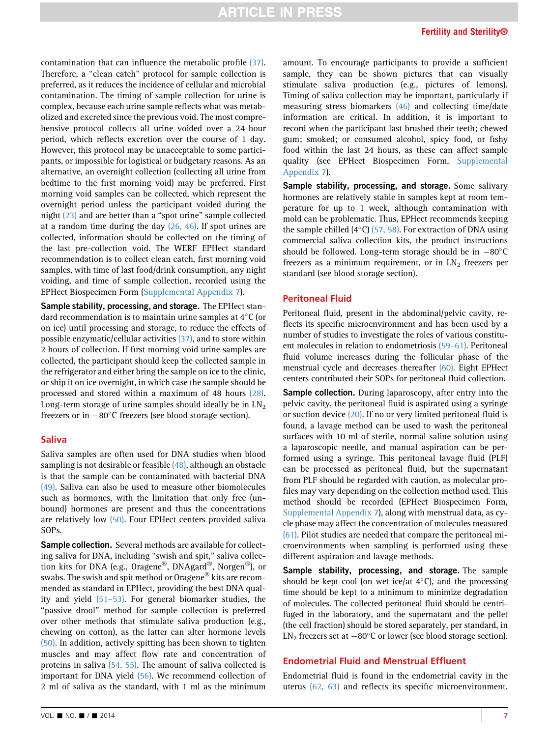contamination that can influence the metabolic profile (37). Therefore, a "clean catch" protocol for sample collection is preferred, as it reduces the incidence of cellular and microbial contamination. The timing of sample collection for urine is complex, because each urine sample reflects what was metabolized and excreted since the previous void. The most comprehensive protocol collects all urine voided over a 24-hour period, which reflects excretion over the course of 1 day. However, this protocol may be unacceptable to some participants, or impossible for logistical or budgetary reasons. As an alternative, an overnight collection (collecting all urine from bedtime to the first morning void) may be preferred. First morning void samples can be collected, which represent the overnight period unless the participant voided during the night (23) and are better than a "spot urine" sample collected at a random time during the day (26, 46). If spot urines are collected, information should be collected on the timing of the last pre-collection void. The WERF EPHect standard recommendation is to collect clean catch, first morning void samples, with time of last food/drink consumption, any night voiding, and time of sample collection, recorded using the EPHect Biospecimen Form (Supplemental Appendix 7).

**Sample stability, processing, and storage.** The EPHect standard recommendation is to maintain urine samples at 4°C (or on ice) until processing and storage, to reduce the effects of possible enzymatic/cellular activities (37), and to store within 2 hours of collection. If first morning void urine samples are collected, the participant should keep the collected sample in the refrigerator and either bring the sample on ice to the clinic, or ship it on ice overnight, in which case the sample should be processed and stored within a maximum of 48 hours (28). Long-term storage of urine samples should ideally be in $LN_2$ freezers or in −80°C freezers (see blood storage section).

## Saliva

Saliva samples are often used for DNA studies when blood sampling is not desirable or feasible (48), although an obstacle is that the sample can be contaminated with bacterial DNA (49). Saliva can also be used to measure other biomolecules such as hormones, with the limitation that only free (unbound) hormones are present and thus the concentrations are relatively low (50). Four EPHect centers provided saliva SOPs.

**Sample collection.** Several methods are available for collecting saliva for DNA, including "swish and spit," saliva collection kits for DNA (e.g., Oragene®, DNAgard®, Norgen®), or swabs. The swish and spit method or Oragene® kits are recommended as standard in EPHect, providing the best DNA quality and yield (51–53). For general biomarker studies, the "passive drool" method for sample collection is preferred over other methods that stimulate saliva production (e.g., chewing on cotton), as the latter can alter hormone levels (50). In addition, actively spitting has been shown to tighten muscles and may affect flow rate and concentration of proteins in saliva (54, 55). The amount of saliva collected is important for DNA yield (56). We recommend collection of 2 ml of saliva as the standard, with 1 ml as the minimum amount. To encourage participants to provide a sufficient sample, they can be shown pictures that can visually stimulate saliva production (e.g., pictures of lemons). Timing of saliva collection may be important, particularly if measuring stress biomarkers (46) and collecting time/date information are critical. In addition, it is important to record when the participant last brushed their teeth; chewed gum; smoked; or consumed alcohol, spicy food, or fishy food within the last 24 hours, as these can affect sample quality (see EPHect Biospecimen Form, Supplemental Appendix 7).

**Sample stability, processing, and storage.** Some salivary hormones are relatively stable in samples kept at room temperature for up to 1 week, although contamination with mold can be problematic. Thus, EPHect recommends keeping the sample chilled (4°C) (57, 58). For extraction of DNA using commercial saliva collection kits, the product instructions should be followed. Long-term storage should be in −80°C freezers as a minimum requirement, or in $LN_2$ freezers per standard (see blood storage section).

## Peritoneal Fluid

Peritoneal fluid, present in the abdominal/pelvic cavity, reflects its specific microenvironment and has been used by a number of studies to investigate the roles of various constituent molecules in relation to endometriosis (59–61). Peritoneal fluid volume increases during the follicular phase of the menstrual cycle and decreases thereafter (60). Eight EPHect centers contributed their SOPs for peritoneal fluid collection.

**Sample collection.** During laparoscopy, after entry into the pelvic cavity, the peritoneal fluid is aspirated using a syringe or suction device (20). If no or very limited peritoneal fluid is found, a lavage method can be used to wash the peritoneal surfaces with 10 ml of sterile, normal saline solution using a laparoscopic needle, and manual aspiration can be performed using a syringe. This peritoneal lavage fluid (PLF) can be processed as peritoneal fluid, but the supernatant from PLF should be regarded with caution, as molecular profiles may vary depending on the collection method used. This method should be recorded (EPHect Biospecimen Form, Supplemental Appendix 7), along with menstrual data, as cycle phase may affect the concentration of molecules measured (61). Pilot studies are needed that compare the peritoneal microenvironments when sampling is performed using these different aspiration and lavage methods.

**Sample stability, processing, and storage.** The sample should be kept cool (on wet ice/at 4°C), and the processing time should be kept to a minimum to minimize degradation of molecules. The collected peritoneal fluid should be centrifuged in the laboratory, and the supernatant and the pellet (the cell fraction) should be stored separately, per standard, in $LN_2$ freezers set at −80°C or lower (see blood storage section).

## Endometrial Fluid and Menstrual Effluent

Endometrial fluid is found in the endometrial cavity in the uterus (62, 63) and reflects its specific microenvironment.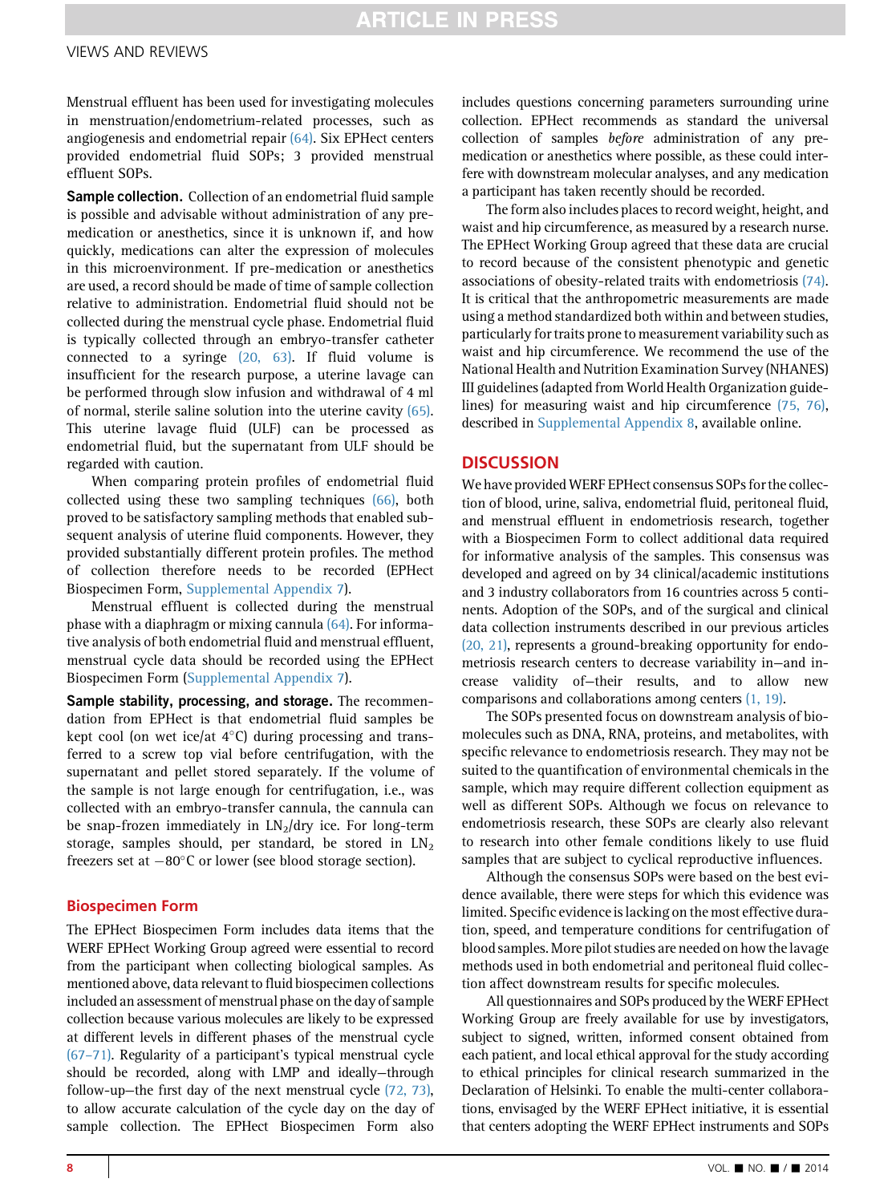Menstrual effluent has been used for investigating molecules in menstruation/endometrium-related processes, such as angiogenesis and endometrial repair (64). Six EPHect centers provided endometrial fluid SOPs; 3 provided menstrual effluent SOPs.

**Sample collection.** Collection of an endometrial fluid sample is possible and advisable without administration of any pre-medication or anesthetics, since it is unknown if, and how quickly, medications can alter the expression of molecules in this microenvironment. If pre-medication or anesthetics are used, a record should be made of time of sample collection relative to administration. Endometrial fluid should not be collected during the menstrual cycle phase. Endometrial fluid is typically collected through an embryo-transfer catheter connected to a syringe (20, 63). If fluid volume is insufficient for the research purpose, a uterine lavage can be performed through slow infusion and withdrawal of 4 ml of normal, sterile saline solution into the uterine cavity (65). This uterine lavage fluid (ULF) can be processed as endometrial fluid, but the supernatant from ULF should be regarded with caution.

When comparing protein profiles of endometrial fluid collected using these two sampling techniques (66), both proved to be satisfactory sampling methods that enabled subsequent analysis of uterine fluid components. However, they provided substantially different protein profiles. The method of collection therefore needs to be recorded (EPHect Biospecimen Form, Supplemental Appendix 7).

Menstrual effluent is collected during the menstrual phase with a diaphragm or mixing cannula (64). For informative analysis of both endometrial fluid and menstrual effluent, menstrual cycle data should be recorded using the EPHect Biospecimen Form (Supplemental Appendix 7).

**Sample stability, processing, and storage.** The recommendation from EPHect is that endometrial fluid samples be kept cool (on wet ice/at 4°C) during processing and transferred to a screw top vial before centrifugation, with the supernatant and pellet stored separately. If the volume of the sample is not large enough for centrifugation, i.e., was collected with an embryo-transfer cannula, the cannula can be snap-frozen immediately in $LN_2$/dry ice. For long-term storage, samples should, per standard, be stored in $LN_2$ freezers set at −80°C or lower (see blood storage section).

## Biospecimen Form

The EPHect Biospecimen Form includes data items that the WERF EPHect Working Group agreed were essential to record from the participant when collecting biological samples. As mentioned above, data relevant to fluid biospecimen collections included an assessment of menstrual phase on the day of sample collection because various molecules are likely to be expressed at different levels in different phases of the menstrual cycle (67–71). Regularity of a participant's typical menstrual cycle should be recorded, along with LMP and ideally—through follow-up—the first day of the next menstrual cycle (72, 73), to allow accurate calculation of the cycle day on the day of sample collection. The EPHect Biospecimen Form also includes questions concerning parameters surrounding urine collection. EPHect recommends as standard the universal collection of samples *before* administration of any pre-medication or anesthetics where possible, as these could interfere with downstream molecular analyses, and any medication a participant has taken recently should be recorded.

The form also includes places to record weight, height, and waist and hip circumference, as measured by a research nurse. The EPHect Working Group agreed that these data are crucial to record because of the consistent phenotypic and genetic associations of obesity-related traits with endometriosis (74). It is critical that the anthropometric measurements are made using a method standardized both within and between studies, particularly for traits prone to measurement variability such as waist and hip circumference. We recommend the use of the National Health and Nutrition Examination Survey (NHANES) III guidelines (adapted from World Health Organization guidelines) for measuring waist and hip circumference (75, 76), described in Supplemental Appendix 8, available online.

## DISCUSSION

We have provided WERF EPHect consensus SOPs for the collection of blood, urine, saliva, endometrial fluid, peritoneal fluid, and menstrual effluent in endometriosis research, together with a Biospecimen Form to collect additional data required for informative analysis of the samples. This consensus was developed and agreed on by 34 clinical/academic institutions and 3 industry collaborators from 16 countries across 5 continents. Adoption of the SOPs, and of the surgical and clinical data collection instruments described in our previous articles (20, 21), represents a ground-breaking opportunity for endometriosis research centers to decrease variability in—and increase validity of—their results, and to allow new comparisons and collaborations among centers (1, 19).

The SOPs presented focus on downstream analysis of biomolecules such as DNA, RNA, proteins, and metabolites, with specific relevance to endometriosis research. They may not be suited to the quantification of environmental chemicals in the sample, which may require different collection equipment as well as different SOPs. Although we focus on relevance to endometriosis research, these SOPs are clearly also relevant to research into other female conditions likely to use fluid samples that are subject to cyclical reproductive influences.

Although the consensus SOPs were based on the best evidence available, there were steps for which this evidence was limited. Specific evidence is lacking on the most effective duration, speed, and temperature conditions for centrifugation of blood samples. More pilot studies are needed on how the lavage methods used in both endometrial and peritoneal fluid collection affect downstream results for specific molecules.

All questionnaires and SOPs produced by the WERF EPHect Working Group are freely available for use by investigators, subject to signed, written, informed consent obtained from each patient, and local ethical approval for the study according to ethical principles for clinical research summarized in the Declaration of Helsinki. To enable the multi-center collaborations, envisaged by the WERF EPHect initiative, it is essential that centers adopting the WERF EPHect instruments and SOPs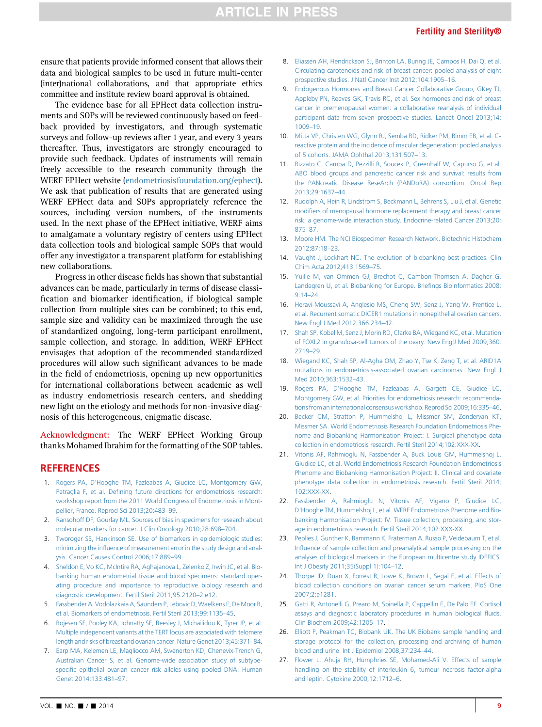ensure that patients provide informed consent that allows their data and biological samples to be used in future multi-center (inter)national collaborations, and that appropriate ethics committee and institute review board approval is obtained.

The evidence base for all EPHect data collection instruments and SOPs will be reviewed continuously based on feedback provided by investigators, and through systematic surveys and follow-up reviews after 1 year, and every 3 years thereafter. Thus, investigators are strongly encouraged to provide such feedback. Updates of instruments will remain freely accessible to the research community through the WERF EPHect website (endometriosisfoundation.org/ephect). We ask that publication of results that are generated using WERF EPHect data and SOPs appropriately reference the sources, including version numbers, of the instruments used. In the next phase of the EPHect initiative, WERF aims to amalgamate a voluntary registry of centers using EPHect data collection tools and biological sample SOPs that would offer any investigator a transparent platform for establishing new collaborations.

Progress in other disease fields has shown that substantial advances can be made, particularly in terms of disease classification and biomarker identification, if biological sample collection from multiple sites can be combined; to this end, sample size and validity can be maximized through the use of standardized ongoing, long-term participant enrollment, sample collection, and storage. In addition, WERF EPHect envisages that adoption of the recommended standardized procedures will allow such significant advances to be made in the field of endometriosis, opening up new opportunities for international collaborations between academic as well as industry endometriosis research centers, and shedding new light on the etiology and methods for non-invasive diagnosis of this heterogeneous, enigmatic disease.

**Acknowledgment:** The WERF EPHect Working Group thanks Mohamed Ibrahim for the formatting of the SOP tables.

## REFERENCES

1. Rogers PA, D'Hooghe TM, Fazleabas A, Giudice LC, Montgomery GW, Petraglia F, et al. Defining future directions for endometriosis research: workshop report from the 2011 World Congress of Endometriosis in Montpellier, France. Reprod Sci 2013;20:483–99.
2. Ransohoff DF, Gourlay ML. Sources of bias in specimens for research about molecular markers for cancer. J Clin Oncology 2010;28:698–704.
3. Tworoger SS, Hankinson SE. Use of biomarkers in epidemiologic studies: minimizing the influence of measurement error in the study design and analysis. Cancer Causes Control 2006;17:889–99.
4. Sheldon E, Vo KC, McIntire RA, Aghajanova L, Zelenko Z, Irwin JC, et al. Biobanking human endometrial tissue and blood specimens: standard operating procedure and importance to reproductive biology research and diagnostic development. Fertil Steril 2011;95:2120–2.e12.
5. Fassbender A, Vodolazkaia A, Saunders P, Lebovic D, Waelkens E, De Moor B, et al. Biomarkers of endometriosis. Fertil Steril 2013;99:1135–45.
6. Bojesen SE, Pooley KA, Johnatty SE, Beesley J, Michailidou K, Tyrer JP, et al. Multiple independent variants at the TERT locus are associated with telomere length and risks of breast and ovarian cancer. Nature Genet 2013;45:371–84.
7. Earp MA, Kelemen LE, Magliocco AM, Swenerton KD, Chenevix-Trench G, Australian Cancer S, et al. Genome-wide association study of subtype-specific epithelial ovarian cancer risk alleles using pooled DNA. Human Genet 2014;133:481–97.
8. Eliassen AH, Hendrickson SJ, Brinton LA, Buring JE, Campos H, Dai Q, et al. Circulating carotenoids and risk of breast cancer: pooled analysis of eight prospective studies. J Natl Cancer Inst 2012;104:1905–16.
9. Endogenous Hormones and Breast Cancer Collaborative Group, GKey TJ, Appleby PN, Reeves GK, Travis RC, et al. Sex hormones and risk of breast cancer in premenopausal women: a collaborative reanalysis of individual participant data from seven prospective studies. Lancet Oncol 2013;14:1009–19.
10. Mitta VP, Christen WG, Glynn RJ, Semba RD, Ridker PM, Rimm EB, et al. C-reactive protein and the incidence of macular degeneration: pooled analysis of 5 cohorts. JAMA Ophthal 2013;131:507–13.
11. Rizzato C, Campa D, Pezzilli R, Soucek P, Greenhalf W, Capurso G, et al. ABO blood groups and pancreatic cancer risk and survival: results from the PANcreatic Disease ReseArch (PANDoRA) consortium. Oncol Rep 2013;29:1637–44.
12. Rudolph A, Hein R, Lindstrom S, Beckmann L, Behrens S, Liu J, et al. Genetic modifiers of menopausal hormone replacement therapy and breast cancer risk: a genome-wide interaction study. Endocrine-related Cancer 2013;20:875–87.
13. Moore HM. The NCI Biospecimen Research Network. Biotechnic Histochem 2012;87:18–23.
14. Vaught J, Lockhart NC. The evolution of biobanking best practices. Clin Chim Acta 2012;413:1569–75.
15. Yuille M, van Ommen GJ, Brechot C, Cambon-Thomsen A, Dagher G, Landegren U, et al. Biobanking for Europe. Briefings Bioinformatics 2008;9:14–24.
16. Heravi-Moussavi A, Anglesio MS, Cheng SW, Senz J, Yang W, Prentice L, et al. Recurrent somatic DICER1 mutations in nonepithelial ovarian cancers. New Engl J Med 2012;366:234–42.
17. Shah SP, Kobel M, Senz J, Morin RD, Clarke BA, Wiegand KC, et al. Mutation of FOXL2 in granulosa-cell tumors of the ovary. New EnglJ Med 2009;360:2719–29.
18. Wiegand KC, Shah SP, Al-Agha OM, Zhao Y, Tse K, Zeng T, et al. ARID1A mutations in endometriosis-associated ovarian carcinomas. New Engl J Med 2010;363:1532–43.
19. Rogers PA, D'Hooghe TM, Fazleabas A, Gargett CE, Giudice LC, Montgomery GW, et al. Priorities for endometriosis research: recommendations from an international consensus workshop. Reprod Sci 2009;16:335–46.
20. Becker CM, Stratton P, Hummelshoj L, Missmer SM, Zondervan KT, Missmer SA. World Endometriosis Research Foundation Endometriosis Phenome and Biobanking Harmonisation Project: I. Surgical phenotype data collection in endometriosis research. Fertil Steril 2014;102:XXX-XX.
21. Vitonis AF, Rahmioglu N, Fassbender A, Buck Louis GM, Hummelshoj L, Giudice LC, et al. World Endometriosis Research Foundation Endometriosis Phenome and Biobanking Harmonisation Project: II. Clinical and covariate phenotype data collection in endometriosis research. Fertil Steril 2014;102:XXX-XX.
22. Fassbender A, Rahmioglu N, Vitonis AF, Vigano P, Giudice LC, D'Hooghe TM, Hummelshoj L, et al. WERF Endometriosis Phenome and Biobanking Harmonisation Project: IV. Tissue collection, processing, and storage in endometriosis research. Fertil Steril 2014;102:XXX-XX.
23. Peplies J, Gunther K, Bammann K, Fraterman A, Russo P, Veidebaum T, et al. Influence of sample collection and preanalytical sample processing on the analyses of biological markers in the European multicentre study IDEFICS. Int J Obesity 2011;35(Suppl 1):104–12.
24. Thorpe JD, Duan X, Forrest R, Lowe K, Brown L, Segal E, et al. Effects of blood collection conditions on ovarian cancer serum markers. PloS One 2007;2:e1281.
25. Gatti R, Antonelli G, Prearo M, Spinella P, Cappellin E, De Palo EF. Cortisol assays and diagnostic laboratory procedures in human biological fluids. Clin Biochem 2009;42:1205–17.
26. Elliott P, Peakman TC, Biobank UK. The UK Biobank sample handling and storage protocol for the collection, processing and archiving of human blood and urine. Int J Epidemiol 2008;37:234–44.
27. Flower L, Ahuja RH, Humphries SE, Mohamed-Ali V. Effects of sample handling on the stability of interleukin 6, tumour necrosis factor-alpha and leptin. Cytokine 2000;12:1712–6.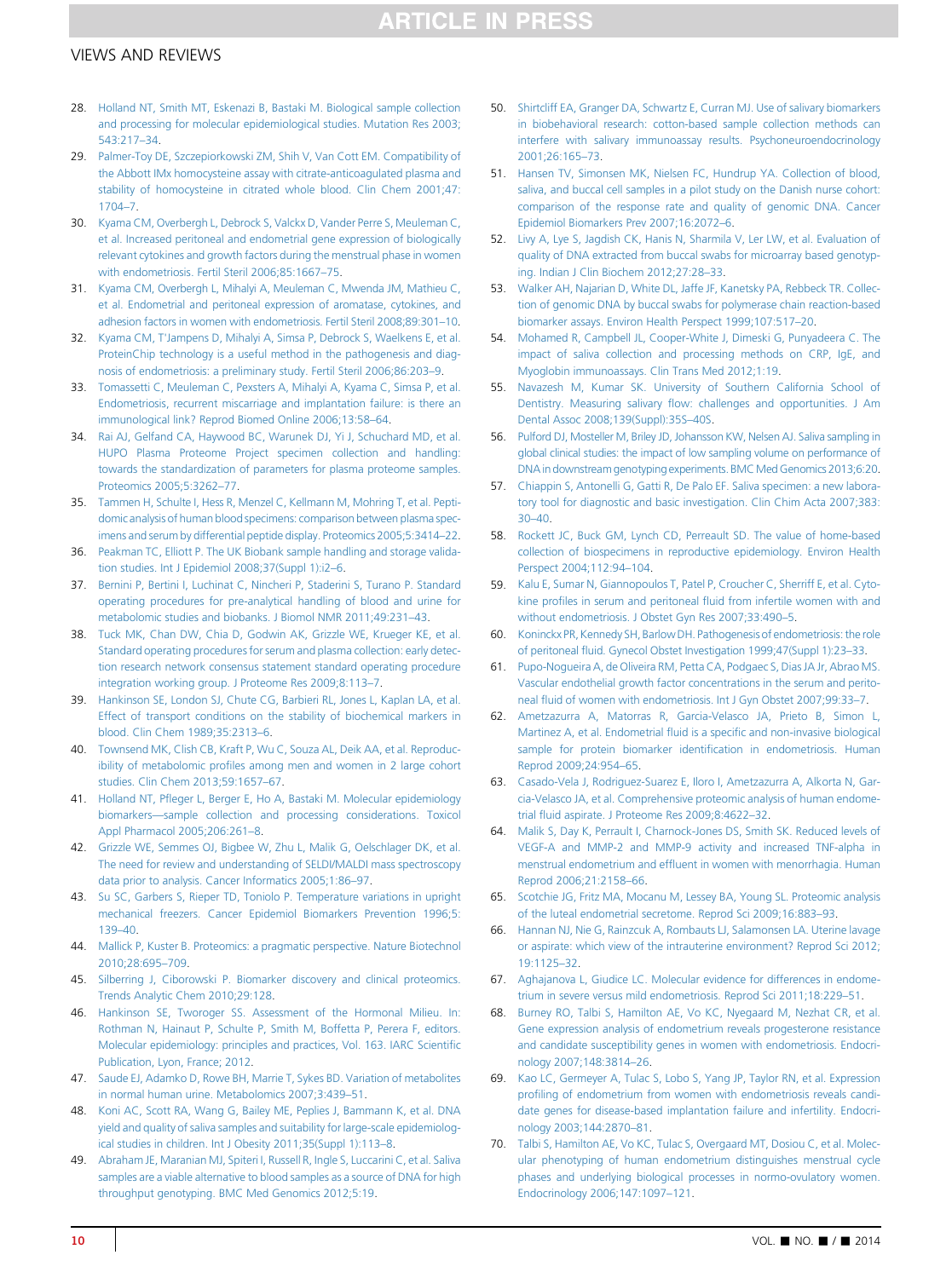28. Holland NT, Smith MT, Eskenazi B, Bastaki M. Biological sample collection and processing for molecular epidemiological studies. Mutation Res 2003; 543:217–34.
29. Palmer-Toy DE, Szczepiorkowski ZM, Shih V, Van Cott EM. Compatibility of the Abbott IMx homocysteine assay with citrate-anticoagulated plasma and stability of homocysteine in citrated whole blood. Clin Chem 2001;47: 1704–7.
30. Kyama CM, Overbergh L, Debrock S, Valckx D, Vander Perre S, Meuleman C, et al. Increased peritoneal and endometrial gene expression of biologically relevant cytokines and growth factors during the menstrual phase in women with endometriosis. Fertil Steril 2006;85:1667–75.
31. Kyama CM, Overbergh L, Mihalyi A, Meuleman C, Mwenda JM, Mathieu C, et al. Endometrial and peritoneal expression of aromatase, cytokines, and adhesion factors in women with endometriosis. Fertil Steril 2008;89:301–10.
32. Kyama CM, T'Jampens D, Mihalyi A, Simsa P, Debrock S, Waelkens E, et al. ProteinChip technology is a useful method in the pathogenesis and diagnosis of endometriosis: a preliminary study. Fertil Steril 2006;86:203–9.
33. Tomassetti C, Meuleman C, Pexsters A, Mihalyi A, Kyama C, Simsa P, et al. Endometriosis, recurrent miscarriage and implantation failure: is there an immunological link? Reprod Biomed Online 2006;13:58–64.
34. Rai AJ, Gelfand CA, Haywood BC, Warunek DJ, Yi J, Schuchard MD, et al. HUPO Plasma Proteome Project specimen collection and handling: towards the standardization of parameters for plasma proteome samples. Proteomics 2005;5:3262–77.
35. Tammen H, Schulte I, Hess R, Menzel C, Kellmann M, Mohring T, et al. Peptidomic analysis of human blood specimens: comparison between plasma specimens and serum by differential peptide display. Proteomics 2005;5:3414–22.
36. Peakman TC, Elliott P. The UK Biobank sample handling and storage validation studies. Int J Epidemiol 2008;37(Suppl 1):i2–6.
37. Bernini P, Bertini I, Luchinat C, Nincheri P, Staderini S, Turano P. Standard operating procedures for pre-analytical handling of blood and urine for metabolomic studies and biobanks. J Biomol NMR 2011;49:231–43.
38. Tuck MK, Chan DW, Chia D, Godwin AK, Grizzle WE, Krueger KE, et al. Standard operating procedures for serum and plasma collection: early detection research network consensus statement standard operating procedure integration working group. J Proteome Res 2009;8:113–7.
39. Hankinson SE, London SJ, Chute CG, Barbieri RL, Jones L, Kaplan LA, et al. Effect of transport conditions on the stability of biochemical markers in blood. Clin Chem 1989;35:2313–6.
40. Townsend MK, Clish CB, Kraft P, Wu C, Souza AL, Deik AA, et al. Reproducibility of metabolomic profiles among men and women in 2 large cohort studies. Clin Chem 2013;59:1657–67.
41. Holland NT, Pfleger L, Berger E, Ho A, Bastaki M. Molecular epidemiology biomarkers—sample collection and processing considerations. Toxicol Appl Pharmacol 2005;206:261–8.
42. Grizzle WE, Semmes OJ, Bigbee W, Zhu L, Malik G, Oelschlager DK, et al. The need for review and understanding of SELDI/MALDI mass spectroscopy data prior to analysis. Cancer Informatics 2005;1:86–97.
43. Su SC, Garbers S, Rieper TD, Toniolo P. Temperature variations in upright mechanical freezers. Cancer Epidemiol Biomarkers Prevention 1996;5: 139–40.
44. Mallick P, Kuster B. Proteomics: a pragmatic perspective. Nature Biotechnol 2010;28:695–709.
45. Silberring J, Ciborowski P. Biomarker discovery and clinical proteomics. Trends Analytic Chem 2010;29:128.
46. Hankinson SE, Tworoger SS. Assessment of the Hormonal Milieu. In: Rothman N, Hainaut P, Schulte P, Smith M, Boffetta P, Perera F, editors. Molecular epidemiology: principles and practices, Vol. 163. IARC Scientific Publication, Lyon, France; 2012.
47. Saude EJ, Adamko D, Rowe BH, Marrie T, Sykes BD. Variation of metabolites in normal human urine. Metabolomics 2007;3:439–51.
48. Koni AC, Scott RA, Wang G, Bailey ME, Peplies J, Bammann K, et al. DNA yield and quality of saliva samples and suitability for large-scale epidemiological studies in children. Int J Obesity 2011;35(Suppl 1):113–8.
49. Abraham JE, Maranian MJ, Spiteri I, Russell R, Ingle S, Luccarini C, et al. Saliva samples are a viable alternative to blood samples as a source of DNA for high throughput genotyping. BMC Med Genomics 2012;5:19.
50. Shirtcliff EA, Granger DA, Schwartz E, Curran MJ. Use of salivary biomarkers in biobehavioral research: cotton-based sample collection methods can interfere with salivary immunoassay results. Psychoneuroendocrinology 2001;26:165–73.
51. Hansen TV, Simonsen MK, Nielsen FC, Hundrup YA. Collection of blood, saliva, and buccal cell samples in a pilot study on the Danish nurse cohort: comparison of the response rate and quality of genomic DNA. Cancer Epidemiol Biomarkers Prev 2007;16:2072–6.
52. Livy A, Lye S, Jagdish CK, Hanis N, Sharmila V, Ler LW, et al. Evaluation of quality of DNA extracted from buccal swabs for microarray based genotyping. Indian J Clin Biochem 2012;27:28–33.
53. Walker AH, Najarian D, White DL, Jaffe JF, Kanetsky PA, Rebbeck TR. Collection of genomic DNA by buccal swabs for polymerase chain reaction-based biomarker assays. Environ Health Perspect 1999;107:517–20.
54. Mohamed R, Campbell JL, Cooper-White J, Dimeski G, Punyadeera C. The impact of saliva collection and processing methods on CRP, IgE, and Myoglobin immunoassays. Clin Trans Med 2012;1:19.
55. Navazesh M, Kumar SK. University of Southern California School of Dentistry. Measuring salivary flow: challenges and opportunities. J Am Dental Assoc 2008;139(Suppl):35S–40S.
56. Pulford DJ, Mosteller M, Briley JD, Johansson KW, Nelsen AJ. Saliva sampling in global clinical studies: the impact of low sampling volume on performance of DNA in downstream genotyping experiments. BMC Med Genomics 2013;6:20.
57. Chiappin S, Antonelli G, Gatti R, De Palo EF. Saliva specimen: a new laboratory tool for diagnostic and basic investigation. Clin Chim Acta 2007;383: 30–40.
58. Rockett JC, Buck GM, Lynch CD, Perreault SD. The value of home-based collection of biospecimens in reproductive epidemiology. Environ Health Perspect 2004;112:94–104.
59. Kalu E, Sumar N, Giannopoulos T, Patel P, Croucher C, Sherriff E, et al. Cytokine profiles in serum and peritoneal fluid from infertile women with and without endometriosis. J Obstet Gyn Res 2007;33:490–5.
60. Koninckx PR, Kennedy SH, Barlow DH. Pathogenesis of endometriosis: the role of peritoneal fluid. Gynecol Obstet Investigation 1999;47(Suppl 1):23–33.
61. Pupo-Nogueira A, de Oliveira RM, Petta CA, Podgaec S, Dias JA Jr, Abrao MS. Vascular endothelial growth factor concentrations in the serum and peritoneal fluid of women with endometriosis. Int J Gyn Obstet 2007;99:33–7.
62. Ametzazurra A, Matorras R, Garcia-Velasco JA, Prieto B, Simon L, Martinez A, et al. Endometrial fluid is a specific and non-invasive biological sample for protein biomarker identification in endometriosis. Human Reprod 2009;24:954–65.
63. Casado-Vela J, Rodriguez-Suarez E, Iloro I, Ametzazurra A, Alkorta N, Garcia-Velasco JA, et al. Comprehensive proteomic analysis of human endometrial fluid aspirate. J Proteome Res 2009;8:4622–32.
64. Malik S, Day K, Perrault I, Charnock-Jones DS, Smith SK. Reduced levels of VEGF-A and MMP-2 and MMP-9 activity and increased TNF-alpha in menstrual endometrium and effluent in women with menorrhagia. Human Reprod 2006;21:2158–66.
65. Scotchie JG, Fritz MA, Mocanu M, Lessey BA, Young SL. Proteomic analysis of the luteal endometrial secretome. Reprod Sci 2009;16:883–93.
66. Hannan NJ, Nie G, Rainzcuk A, Rombauts LJ, Salamonsen LA. Uterine lavage or aspirate: which view of the intrauterine environment? Reprod Sci 2012; 19:1125–32.
67. Aghajanova L, Giudice LC. Molecular evidence for differences in endometrium in severe versus mild endometriosis. Reprod Sci 2011;18:229–51.
68. Burney RO, Talbi S, Hamilton AE, Vo KC, Nyegaard M, Nezhat CR, et al. Gene expression analysis of endometrium reveals progesterone resistance and candidate susceptibility genes in women with endometriosis. Endocrinology 2007;148:3814–26.
69. Kao LC, Germeyer A, Tulac S, Lobo S, Yang JP, Taylor RN, et al. Expression profiling of endometrium from women with endometriosis reveals candidate genes for disease-based implantation failure and infertility. Endocrinology 2003;144:2870–81.
70. Talbi S, Hamilton AE, Vo KC, Tulac S, Overgaard MT, Dosiou C, et al. Molecular phenotyping of human endometrium distinguishes menstrual cycle phases and underlying biological processes in normo-ovulatory women. Endocrinology 2006;147:1097–121.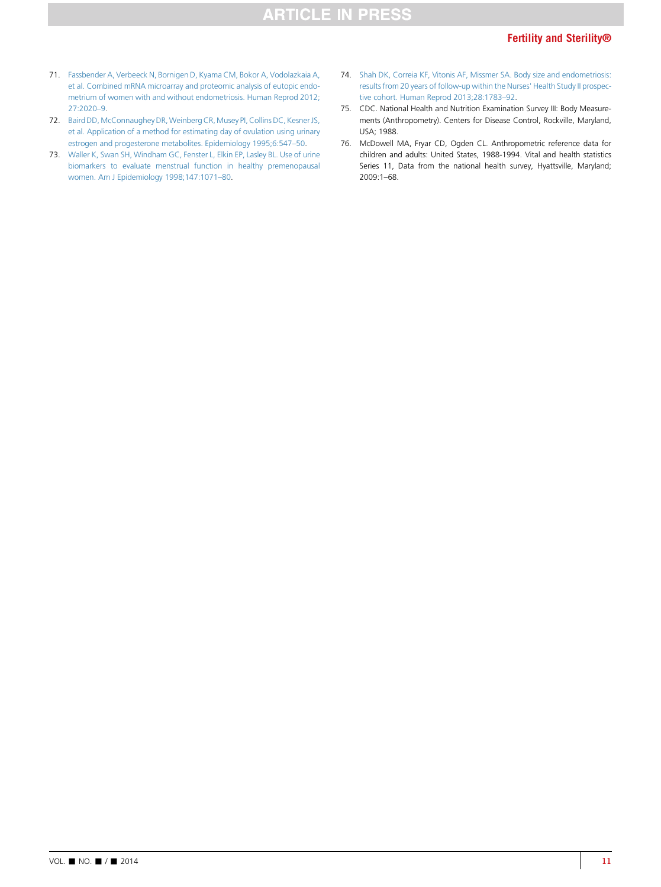71. Fassbender A, Verbeeck N, Bornigen D, Kyama CM, Bokor A, Vodolazkaia A, et al. Combined mRNA microarray and proteomic analysis of eutopic endometrium of women with and without endometriosis. Human Reprod 2012; 27:2020–9.
72. Baird DD, McConnaughey DR, Weinberg CR, Musey PI, Collins DC, Kesner JS, et al. Application of a method for estimating day of ovulation using urinary estrogen and progesterone metabolites. Epidemiology 1995;6:547–50.
73. Waller K, Swan SH, Windham GC, Fenster L, Elkin EP, Lasley BL. Use of urine biomarkers to evaluate menstrual function in healthy premenopausal women. Am J Epidemiology 1998;147:1071–80.
74. Shah DK, Correia KF, Vitonis AF, Missmer SA. Body size and endometriosis: results from 20 years of follow-up within the Nurses' Health Study II prospective cohort. Human Reprod 2013;28:1783–92.
75. CDC. National Health and Nutrition Examination Survey III: Body Measurements (Anthropometry). Centers for Disease Control, Rockville, Maryland, USA; 1988.
76. McDowell MA, Fryar CD, Ogden CL. Anthropometric reference data for children and adults: United States, 1988-1994. Vital and health statistics Series 11, Data from the national health survey, Hyattsville, Maryland; 2009:1–68.